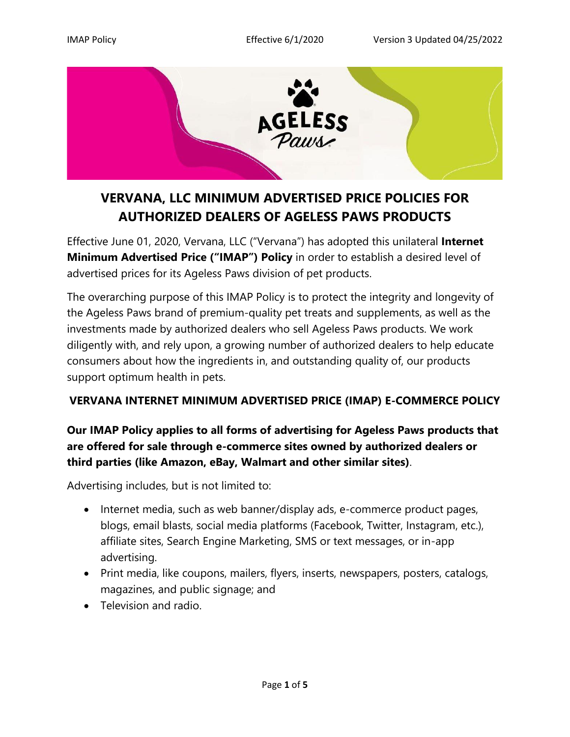# VERVANA, LLC MINIMUM ADVERTISED PRICE POLICIES FOR AUTHORIZED DEALERS OF AGELESS PAWS PRODUCTS

Effective June 01, 2020, Vervana, LLC ("Vervana") has adopted this unilateral **Internet Minimum Advertised Price ("IMAP") Policy** in order to establish a desired level of advertised prices for its Ageless Paws division of pet products.

The overarching purpose of this IMAP Policy is to protect the integrity and longevity of the Ageless Paws brand of premium-quality pet treats and supplements, as well as the investments made by authorized dealers who sell Ageless Paws products. We work diligently with, and rely upon, a growing number of authorized dealers to help educate consumers about how the ingredients in, and outstanding quality of, our products support optimum health in pets.

## VERVANA INTERNET MINIMUM ADVERTISED PRICE (IMAP) E-COMMERCE POLICY

**Our IMAP Policy applies to all forms of advertising for Ageless Paws products that are offered for sale through e-commerce sites owned by authorized dealers or third parties (like Amazon, eBay, Walmart and other similar sites)**.

Advertising includes, but is not limited to:

- Internet media, such as web banner/display ads, e-commerce product pages, blogs, email blasts, social media platforms (Facebook, Twitter, Instagram, etc.), affiliate sites, Search Engine Marketing, SMS or text messages, or in-app advertising.
- Print media, like coupons, mailers, flyers, inserts, newspapers, posters, catalogs, magazines, and public signage; and
- Television and radio.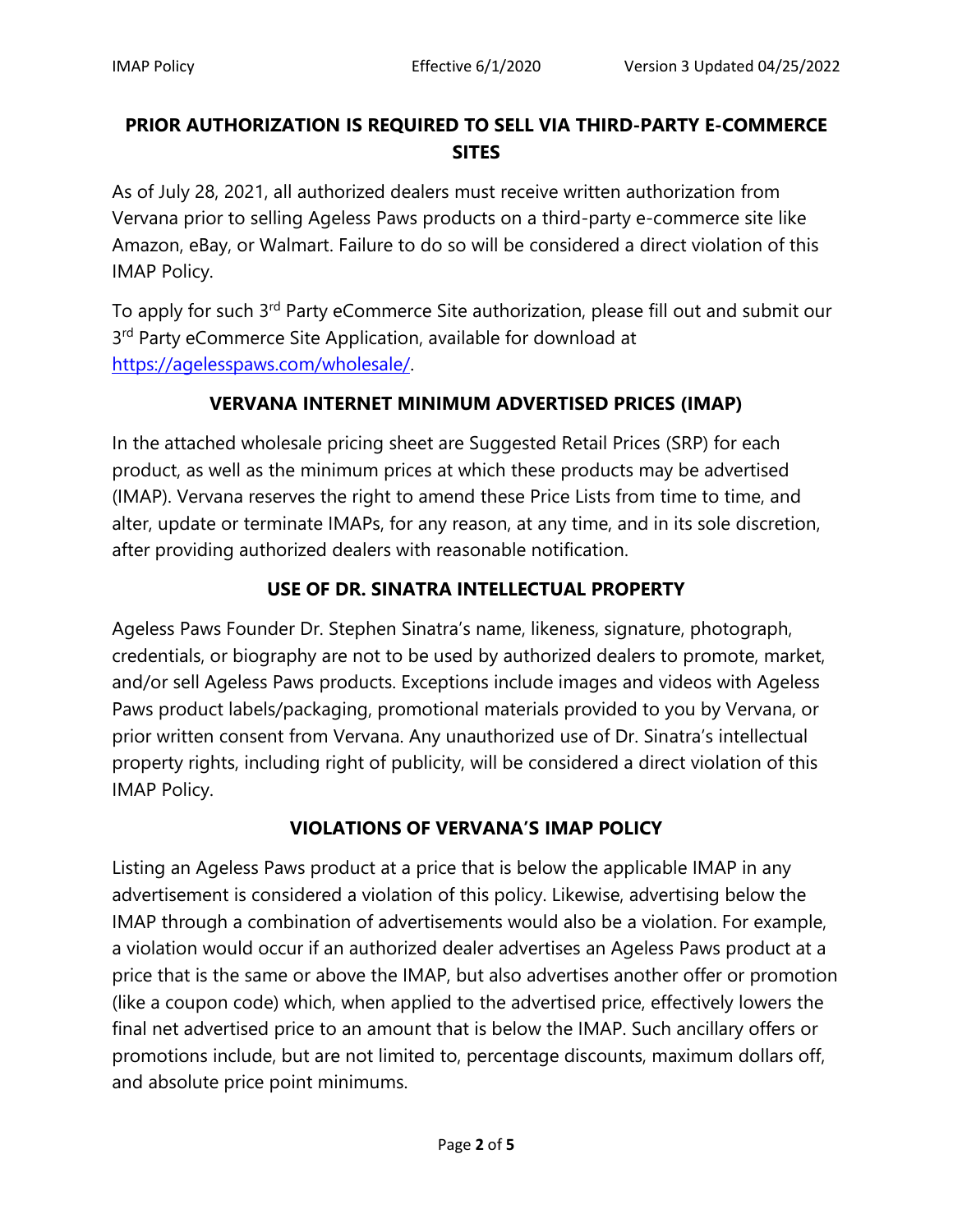## PRIOR AUTHORIZATION IS REQUIRED TO SELL VIA THIRD-PARTY E-COMMERCE SITES

As of July 28, 2021, all authorized dealers must receive written authorization from Vervana prior to selling Ageless Paws products on a third-party e-commerce site like Amazon, eBay, or Walmart. Failure to do so will be considered a direct violation of this IMAP Policy.

To apply for such 3rd Party eCommerce Site authorization, please fill out and submit our 3rd Party eCommerce Site Application, available for download at https://agelesspaws.com/wholesale/.

## VERVANA INTERNET MINIMUM ADVERTISED PRICES (IMAP)

In the attached wholesale pricing sheet are Suggested Retail Prices (SRP) for each product, as well as the minimum prices at which these products may be advertised (IMAP). Vervana reserves the right to amend these Price Lists from time to time, and alter, update or terminate IMAPs, for any reason, at any time, and in its sole discretion, after providing authorized dealers with reasonable notification.

## USE OF DR. SINATRA INTELLECTUAL PROPERTY

Ageless Paws Founder Dr. Stephen Sinatra's name, likeness, signature, photograph, credentials, or biography are not to be used by authorized dealers to promote, market, and/or sell Ageless Paws products. Exceptions include images and videos with Ageless Paws product labels/packaging, promotional materials provided to you by Vervana, or prior written consent from Vervana. Any unauthorized use of Dr. Sinatra's intellectual property rights, including right of publicity, will be considered a direct violation of this IMAP Policy.

## VIOLATIONS OF VERVANA'S IMAP POLICY

Listing an Ageless Paws product at a price that is below the applicable IMAP in any advertisement is considered a violation of this policy. Likewise, advertising below the IMAP through a combination of advertisements would also be a violation. For example, a violation would occur if an authorized dealer advertises an Ageless Paws product at a price that is the same or above the IMAP, but also advertises another offer or promotion (like a coupon code) which, when applied to the advertised price, effectively lowers the final net advertised price to an amount that is below the IMAP. Such ancillary offers or promotions include, but are not limited to, percentage discounts, maximum dollars off, and absolute price point minimums.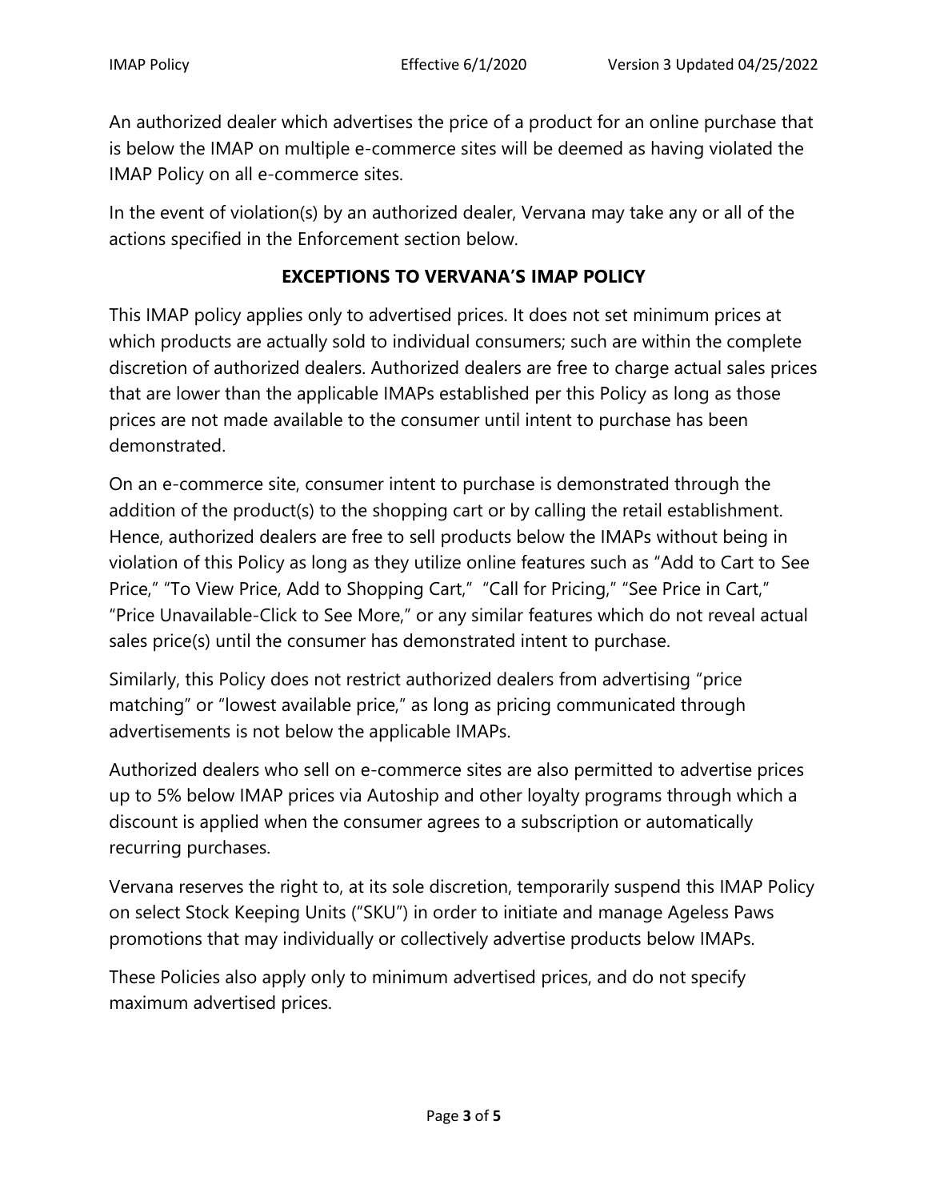An authorized dealer which advertises the price of a product for an online purchase that is below the IMAP on multiple e-commerce sites will be deemed as having violated the IMAP Policy on all e-commerce sites.

In the event of violation(s) by an authorized dealer, Vervana may take any or all of the actions specified in the Enforcement section below.

## EXCEPTIONS TO VERVANA'S IMAP POLICY

This IMAP policy applies only to advertised prices. It does not set minimum prices at which products are actually sold to individual consumers; such are within the complete discretion of authorized dealers. Authorized dealers are free to charge actual sales prices that are lower than the applicable IMAPs established per this Policy as long as those prices are not made available to the consumer until intent to purchase has been demonstrated.

On an e-commerce site, consumer intent to purchase is demonstrated through the addition of the product(s) to the shopping cart or by calling the retail establishment. Hence, authorized dealers are free to sell products below the IMAPs without being in violation of this Policy as long as they utilize online features such as "Add to Cart to See Price," "To View Price, Add to Shopping Cart," "Call for Pricing," "See Price in Cart," "Price Unavailable-Click to See More," or any similar features which do not reveal actual sales price(s) until the consumer has demonstrated intent to purchase.

Similarly, this Policy does not restrict authorized dealers from advertising "price matching" or "lowest available price," as long as pricing communicated through advertisements is not below the applicable IMAPs.

Authorized dealers who sell on e-commerce sites are also permitted to advertise prices up to 5% below IMAP prices via Autoship and other loyalty programs through which a discount is applied when the consumer agrees to a subscription or automatically recurring purchases.

Vervana reserves the right to, at its sole discretion, temporarily suspend this IMAP Policy on select Stock Keeping Units ("SKU") in order to initiate and manage Ageless Paws promotions that may individually or collectively advertise products below IMAPs.

These Policies also apply only to minimum advertised prices, and do not specify maximum advertised prices.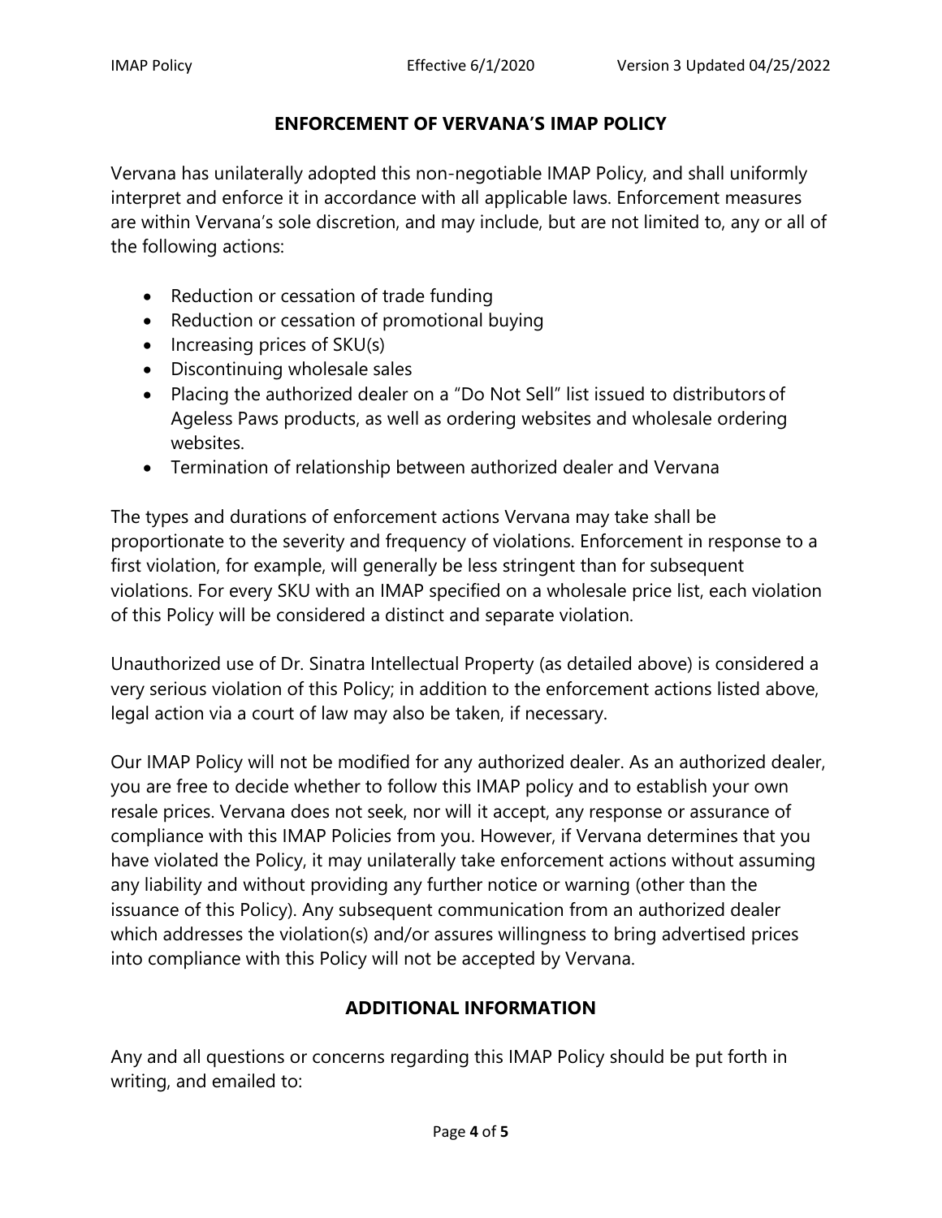## ENFORCEMENT OF VERVANA'S IMAP POLICY

Vervana has unilaterally adopted this non-negotiable IMAP Policy, and shall uniformly interpret and enforce it in accordance with all applicable laws. Enforcement measures are within Vervana's sole discretion, and may include, but are not limited to, any or all of the following actions:

- Reduction or cessation of trade funding
- Reduction or cessation of promotional buying
- Increasing prices of SKU(s)
- Discontinuing wholesale sales
- Placing the authorized dealer on a "Do Not Sell" list issued to distributors of Ageless Paws products, as well as ordering websites and wholesale ordering websites.
- Termination of relationship between authorized dealer and Vervana

The types and durations of enforcement actions Vervana may take shall be proportionate to the severity and frequency of violations. Enforcement in response to a first violation, for example, will generally be less stringent than for subsequent violations. For every SKU with an IMAP specified on a wholesale price list, each violation of this Policy will be considered a distinct and separate violation.

Unauthorized use of Dr. Sinatra Intellectual Property (as detailed above) is considered a very serious violation of this Policy; in addition to the enforcement actions listed above, legal action via a court of law may also be taken, if necessary.

Our IMAP Policy will not be modified for any authorized dealer. As an authorized dealer, you are free to decide whether to follow this IMAP policy and to establish your own resale prices. Vervana does not seek, nor will it accept, any response or assurance of compliance with this IMAP Policies from you. However, if Vervana determines that you have violated the Policy, it may unilaterally take enforcement actions without assuming any liability and without providing any further notice or warning (other than the issuance of this Policy). Any subsequent communication from an authorized dealer which addresses the violation(s) and/or assures willingness to bring advertised prices into compliance with this Policy will not be accepted by Vervana.

## ADDITIONAL INFORMATION

Any and all questions or concerns regarding this IMAP Policy should be put forth in writing, and emailed to: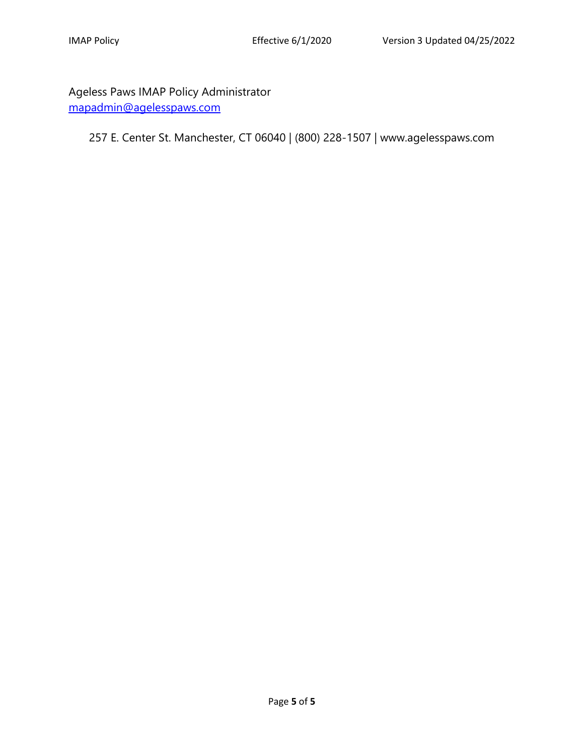Ageless Paws IMAP Policy Administrator
[mapadmin@agelesspaws.com](mailto:mapadmin@agelesspaws.com)

257 E. Center St. Manchester, CT 06040 | (800) 228-1507 | www.agelesspaws.com